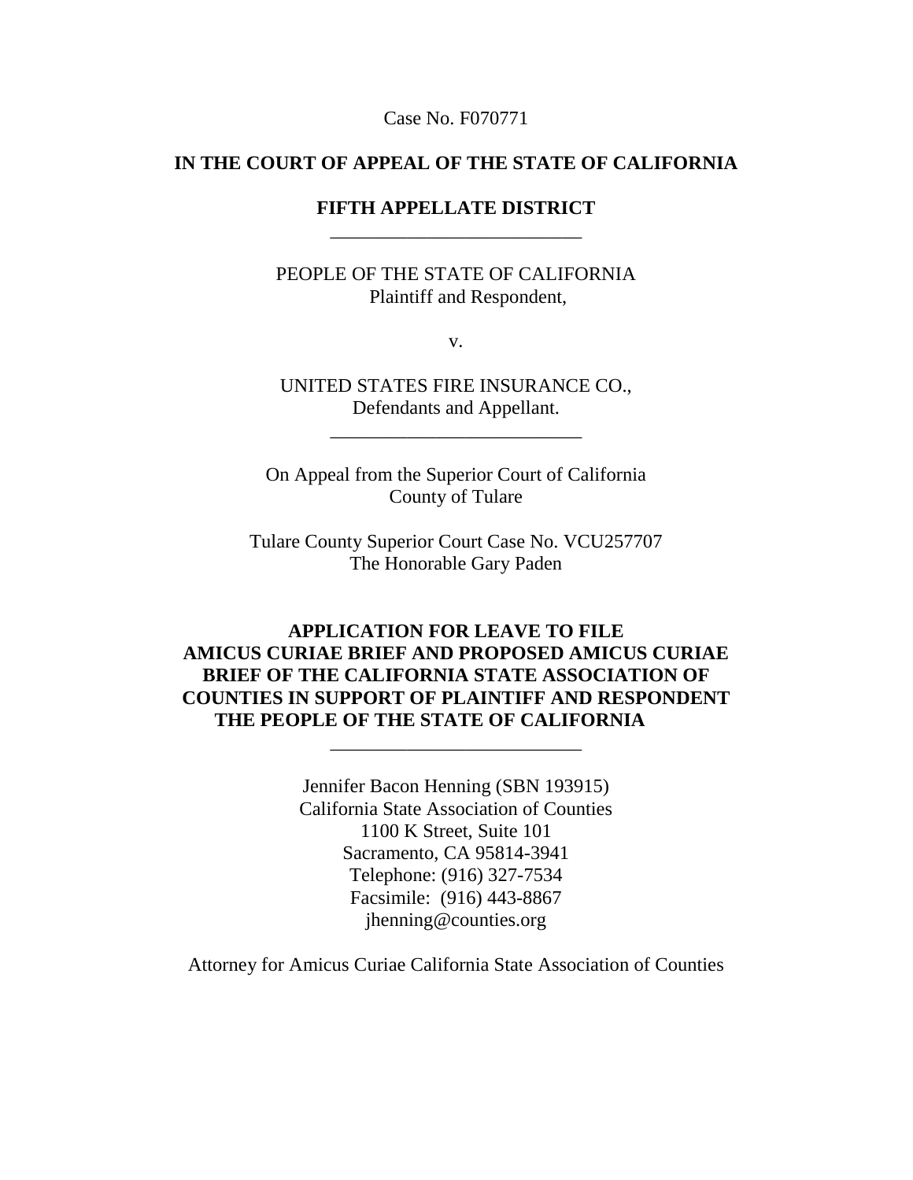Case No. F070771

**IN THE COURT OF APPEAL OF THE STATE OF CALIFORNIA**

**FIFTH APPELLATE DISTRICT**

---

PEOPLE OF THE STATE OF CALIFORNIA
Plaintiff and Respondent,

v.

UNITED STATES FIRE INSURANCE CO.,
Defendants and Appellant.

---

On Appeal from the Superior Court of California
County of Tulare

Tulare County Superior Court Case No. VCU257707
The Honorable Gary Paden

**APPLICATION FOR LEAVE TO FILE AMICUS CURIAE BRIEF AND PROPOSED AMICUS CURIAE BRIEF OF THE CALIFORNIA STATE ASSOCIATION OF COUNTIES IN SUPPORT OF PLAINTIFF AND RESPONDENT THE PEOPLE OF THE STATE OF CALIFORNIA**

---

Jennifer Bacon Henning (SBN 193915)
California State Association of Counties
1100 K Street, Suite 101
Sacramento, CA 95814-3941
Telephone: (916) 327-7534
Facsimile: (916) 443-8867
jhenning@counties.org

Attorney for Amicus Curiae California State Association of Counties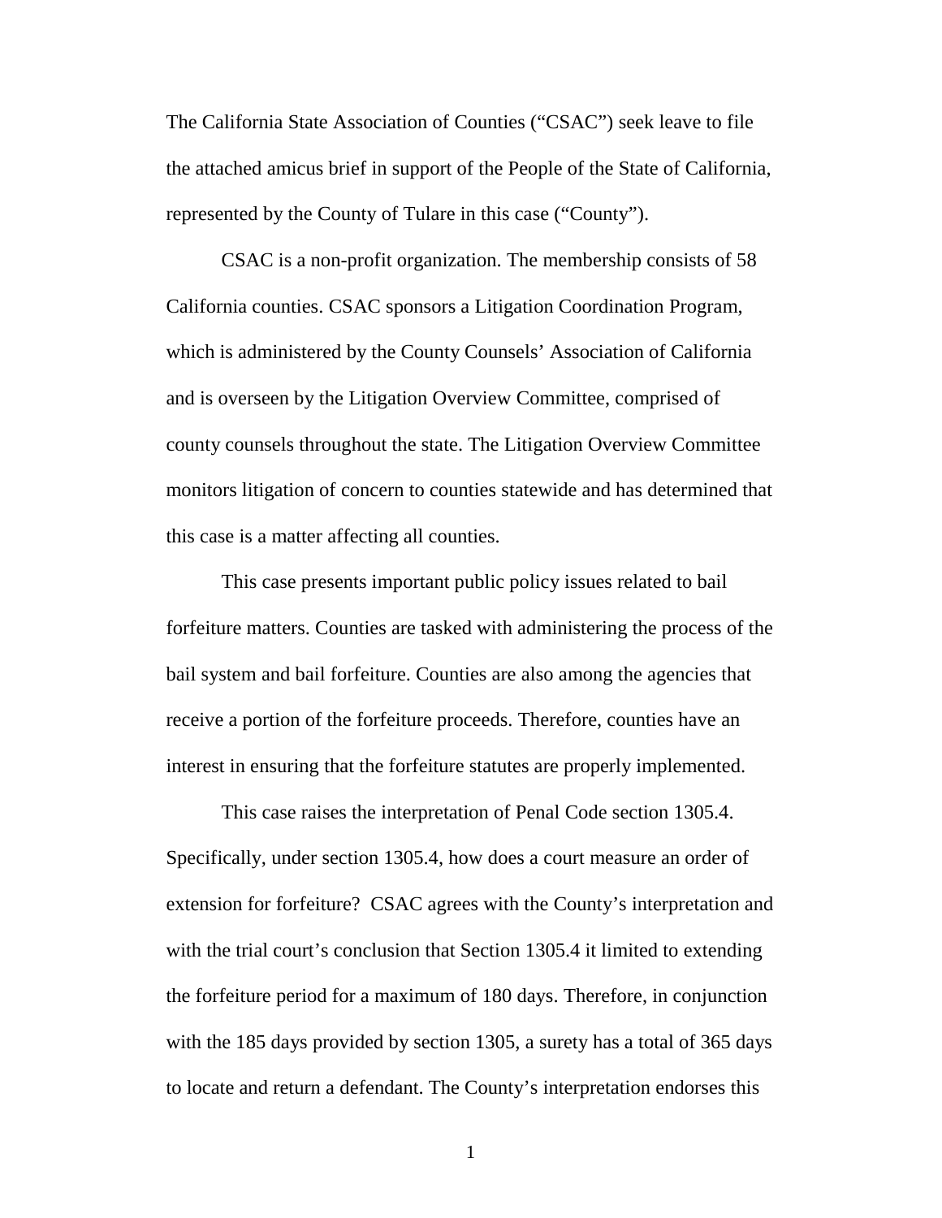The California State Association of Counties ("CSAC") seek leave to file the attached amicus brief in support of the People of the State of California, represented by the County of Tulare in this case ("County").

CSAC is a non-profit organization. The membership consists of 58 California counties. CSAC sponsors a Litigation Coordination Program, which is administered by the County Counsels' Association of California and is overseen by the Litigation Overview Committee, comprised of county counsels throughout the state. The Litigation Overview Committee monitors litigation of concern to counties statewide and has determined that this case is a matter affecting all counties.

This case presents important public policy issues related to bail forfeiture matters. Counties are tasked with administering the process of the bail system and bail forfeiture. Counties are also among the agencies that receive a portion of the forfeiture proceeds. Therefore, counties have an interest in ensuring that the forfeiture statutes are properly implemented.

This case raises the interpretation of Penal Code section 1305.4. Specifically, under section 1305.4, how does a court measure an order of extension for forfeiture? CSAC agrees with the County's interpretation and with the trial court's conclusion that Section 1305.4 it limited to extending the forfeiture period for a maximum of 180 days. Therefore, in conjunction with the 185 days provided by section 1305, a surety has a total of 365 days to locate and return a defendant. The County's interpretation endorses this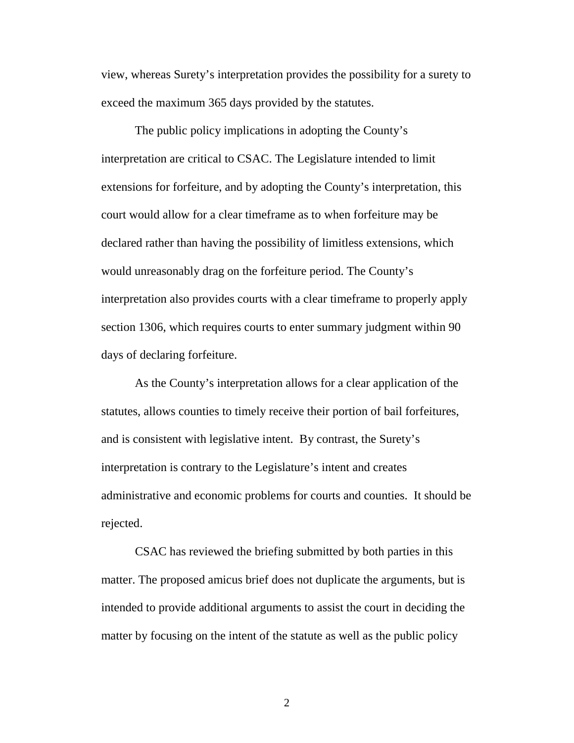view, whereas Surety's interpretation provides the possibility for a surety to exceed the maximum 365 days provided by the statutes.

The public policy implications in adopting the County's interpretation are critical to CSAC. The Legislature intended to limit extensions for forfeiture, and by adopting the County's interpretation, this court would allow for a clear timeframe as to when forfeiture may be declared rather than having the possibility of limitless extensions, which would unreasonably drag on the forfeiture period. The County's interpretation also provides courts with a clear timeframe to properly apply section 1306, which requires courts to enter summary judgment within 90 days of declaring forfeiture.

As the County's interpretation allows for a clear application of the statutes, allows counties to timely receive their portion of bail forfeitures, and is consistent with legislative intent. By contrast, the Surety's interpretation is contrary to the Legislature's intent and creates administrative and economic problems for courts and counties. It should be rejected.

CSAC has reviewed the briefing submitted by both parties in this matter. The proposed amicus brief does not duplicate the arguments, but is intended to provide additional arguments to assist the court in deciding the matter by focusing on the intent of the statute as well as the public policy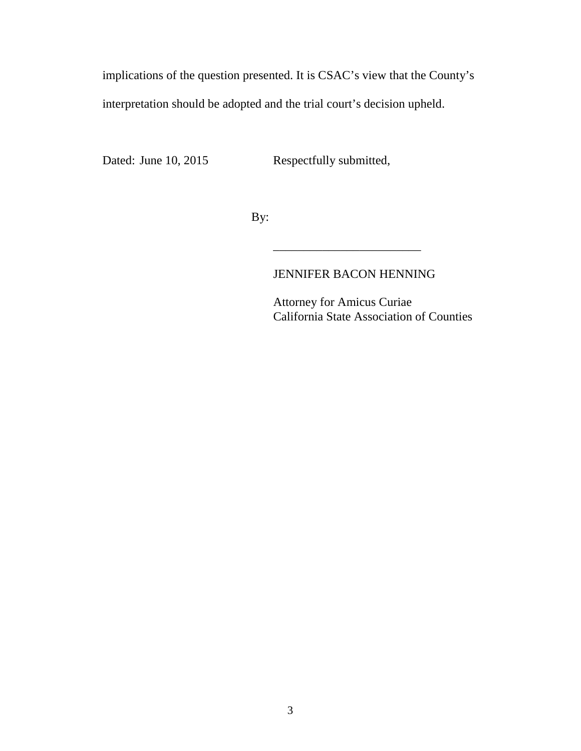implications of the question presented. It is CSAC's view that the County's interpretation should be adopted and the trial court's decision upheld.

Dated: June 10, 2015 Respectfully submitted,

By:

________________________

JENNIFER BACON HENNING

Attorney for Amicus Curiae
California State Association of Counties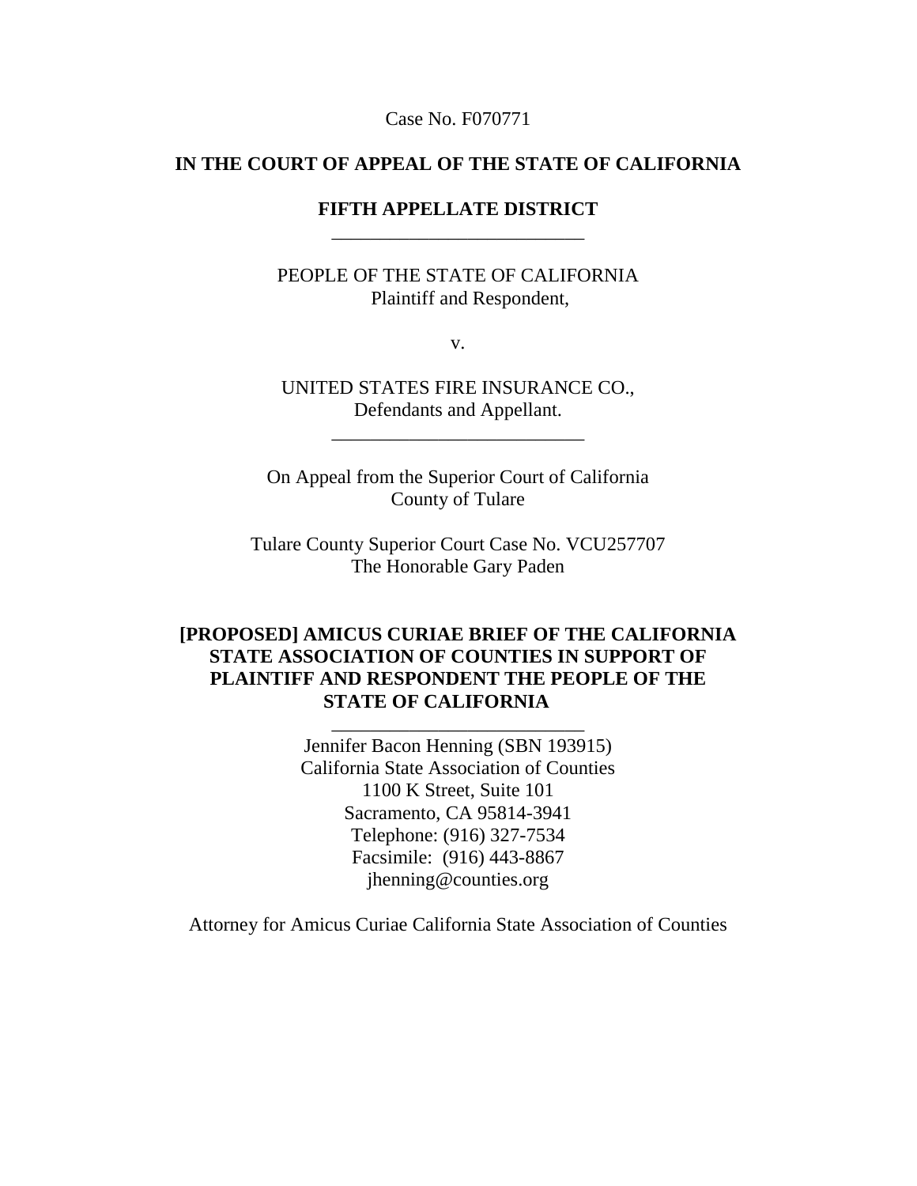Case No. F070771

**IN THE COURT OF APPEAL OF THE STATE OF CALIFORNIA**

**FIFTH APPELLATE DISTRICT**

---

PEOPLE OF THE STATE OF CALIFORNIA
Plaintiff and Respondent,

v.

UNITED STATES FIRE INSURANCE CO.,
Defendants and Appellant.

---

On Appeal from the Superior Court of California
County of Tulare

Tulare County Superior Court Case No. VCU257707
The Honorable Gary Paden

**[PROPOSED] AMICUS CURIAE BRIEF OF THE CALIFORNIA STATE ASSOCIATION OF COUNTIES IN SUPPORT OF PLAINTIFF AND RESPONDENT THE PEOPLE OF THE STATE OF CALIFORNIA**

---

Jennifer Bacon Henning (SBN 193915)
California State Association of Counties
1100 K Street, Suite 101
Sacramento, CA 95814-3941
Telephone: (916) 327-7534
Facsimile: (916) 443-8867
jhenning@counties.org

Attorney for Amicus Curiae California State Association of Counties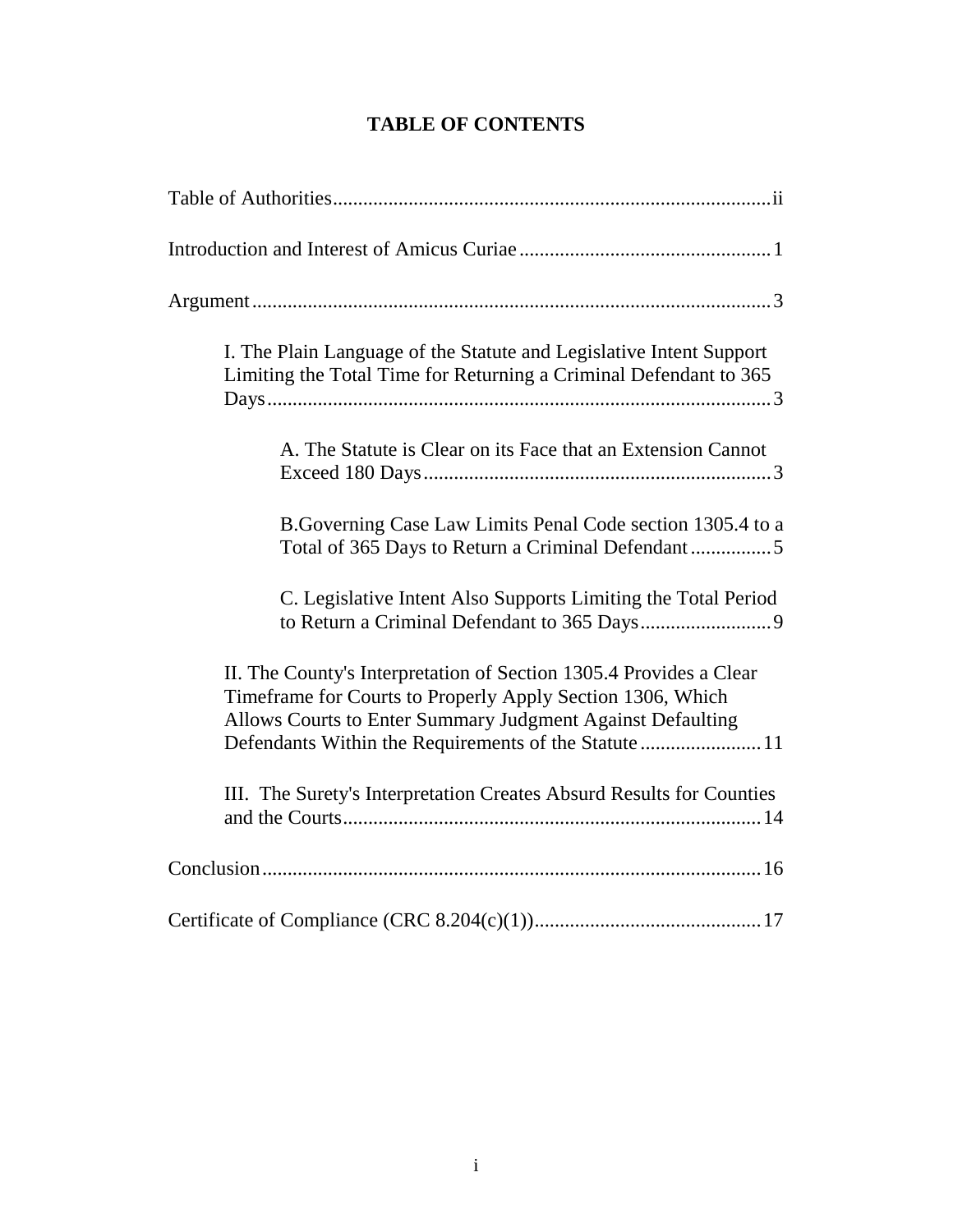# TABLE OF CONTENTS

Table of Authorities ..... ii

Introduction and Interest of Amicus Curiae ..... 1

Argument ..... 3

- I. The Plain Language of the Statute and Legislative Intent Support Limiting the Total Time for Returning a Criminal Defendant to 365 Days ..... 3
  - A. The Statute is Clear on its Face that an Extension Cannot Exceed 180 Days ..... 3
  - B.Governing Case Law Limits Penal Code section 1305.4 to a Total of 365 Days to Return a Criminal Defendant ..... 5
  - C. Legislative Intent Also Supports Limiting the Total Period to Return a Criminal Defendant to 365 Days ..... 9
- II. The County's Interpretation of Section 1305.4 Provides a Clear Timeframe for Courts to Properly Apply Section 1306, Which Allows Courts to Enter Summary Judgment Against Defaulting Defendants Within the Requirements of the Statute ..... 11
- III. The Surety's Interpretation Creates Absurd Results for Counties and the Courts ..... 14

Conclusion ..... 16

Certificate of Compliance (CRC 8.204(c)(1)) ..... 17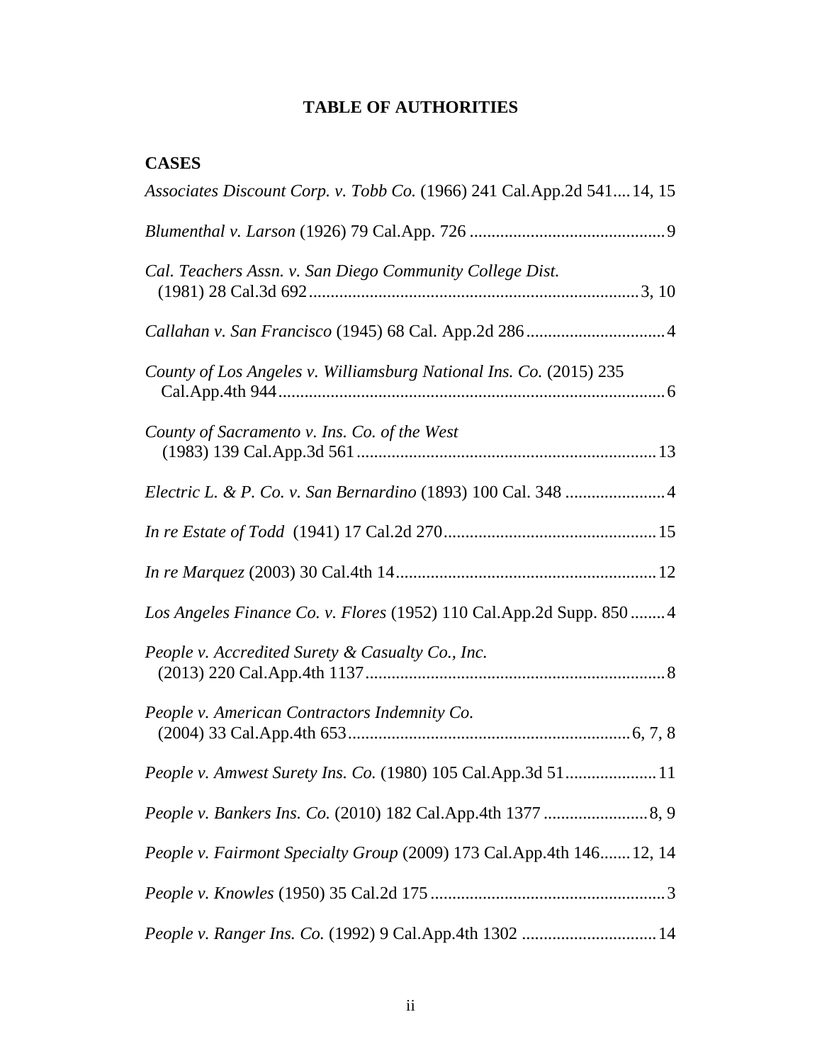# TABLE OF AUTHORITIES

## CASES

*Associates Discount Corp. v. Tobb Co.* (1966) 241 Cal.App.2d 541....14, 15

*Blumenthal v. Larson* (1926) 79 Cal.App. 726 .............................................9

*Cal. Teachers Assn. v. San Diego Community College Dist.* (1981) 28 Cal.3d 692...........................................................................3, 10

*Callahan v. San Francisco* (1945) 68 Cal. App.2d 286................................4

*County of Los Angeles v. Williamsburg National Ins. Co.* (2015) 235 Cal.App.4th 944.........................................................................................6

*County of Sacramento v. Ins. Co. of the West* (1983) 139 Cal.App.3d 561.....................................................................13

*Electric L. & P. Co. v. San Bernardino* (1893) 100 Cal. 348 .......................4

*In re Estate of Todd* (1941) 17 Cal.2d 270.................................................15

*In re Marquez* (2003) 30 Cal.4th 14............................................................12

*Los Angeles Finance Co. v. Flores* (1952) 110 Cal.App.2d Supp. 850........4

*People v. Accredited Surety & Casualty Co., Inc.* (2013) 220 Cal.App.4th 1137.....................................................................8

*People v. American Contractors Indemnity Co.* (2004) 33 Cal.App.4th 653................................................................6, 7, 8

*People v. Amwest Surety Ins. Co.* (1980) 105 Cal.App.3d 51.....................11

*People v. Bankers Ins. Co.* (2010) 182 Cal.App.4th 1377........................8, 9

*People v. Fairmont Specialty Group* (2009) 173 Cal.App.4th 146.......12, 14

*People v. Knowles* (1950) 35 Cal.2d 175......................................................3

*People v. Ranger Ins. Co.* (1992) 9 Cal.App.4th 1302 ...............................14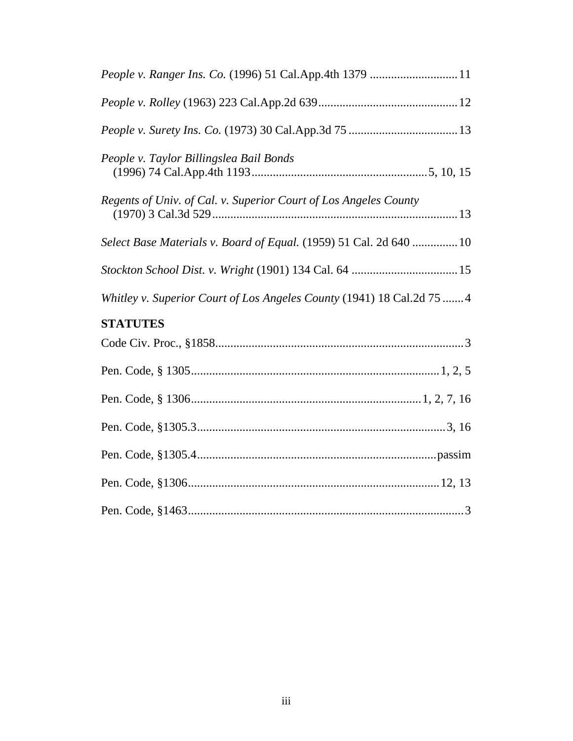*People v. Ranger Ins. Co.* (1996) 51 Cal.App.4th 1379 ............................ 11

*People v. Rolley* (1963) 223 Cal.App.2d 639............................................. 12

*People v. Surety Ins. Co.* (1973) 30 Cal.App.3d 75 ................................... 13

*People v. Taylor Billingslea Bail Bonds*
(1996) 74 Cal.App.4th 1193......................................................... 5, 10, 15

*Regents of Univ. of Cal. v. Superior Court of Los Angeles County*
(1970) 3 Cal.3d 529............................................................................... 13

*Select Base Materials v. Board of Equal.* (1959) 51 Cal. 2d 640 .............. 10

*Stockton School Dist. v. Wright* (1901) 134 Cal. 64 .................................. 15

*Whitley v. Superior Court of Los Angeles County* (1941) 18 Cal.2d 75 ....... 4

**STATUTES**

Code Civ. Proc., §1858................................................................................. 3

Pen. Code, § 1305................................................................................ 1, 2, 5

Pen. Code, § 1306.......................................................................... 1, 2, 7, 16

Pen. Code, §1305.3................................................................................ 3, 16

Pen. Code, §1305.4.............................................................................. passim

Pen. Code, §1306.................................................................................. 12, 13

Pen. Code, §1463.......................................................................................... 3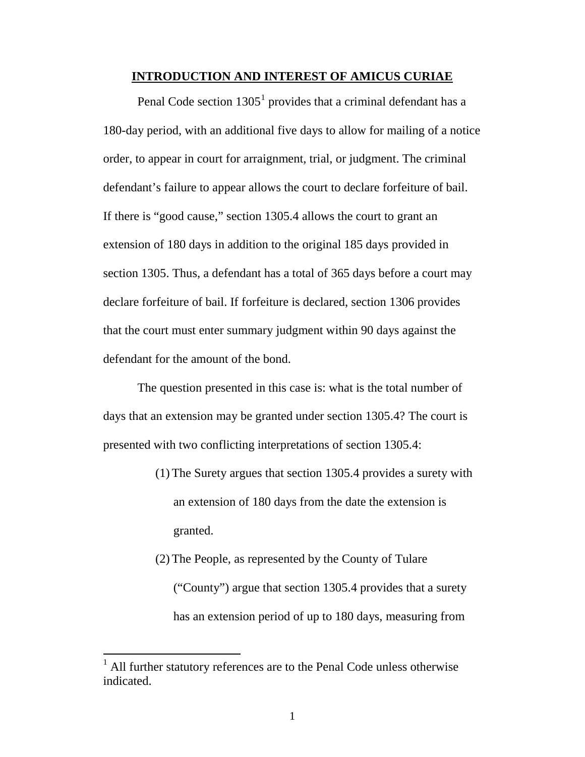## INTRODUCTION AND INTEREST OF AMICUS CURIAE

Penal Code section 1305[1] provides that a criminal defendant has a 180-day period, with an additional five days to allow for mailing of a notice order, to appear in court for arraignment, trial, or judgment. The criminal defendant's failure to appear allows the court to declare forfeiture of bail. If there is "good cause," section 1305.4 allows the court to grant an extension of 180 days in addition to the original 185 days provided in section 1305. Thus, a defendant has a total of 365 days before a court may declare forfeiture of bail. If forfeiture is declared, section 1306 provides that the court must enter summary judgment within 90 days against the defendant for the amount of the bond.

The question presented in this case is: what is the total number of days that an extension may be granted under section 1305.4? The court is presented with two conflicting interpretations of section 1305.4:

(1) The Surety argues that section 1305.4 provides a surety with an extension of 180 days from the date the extension is granted.

(2) The People, as represented by the County of Tulare ("County") argue that section 1305.4 provides that a surety has an extension period of up to 180 days, measuring from

[1] All further statutory references are to the Penal Code unless otherwise indicated.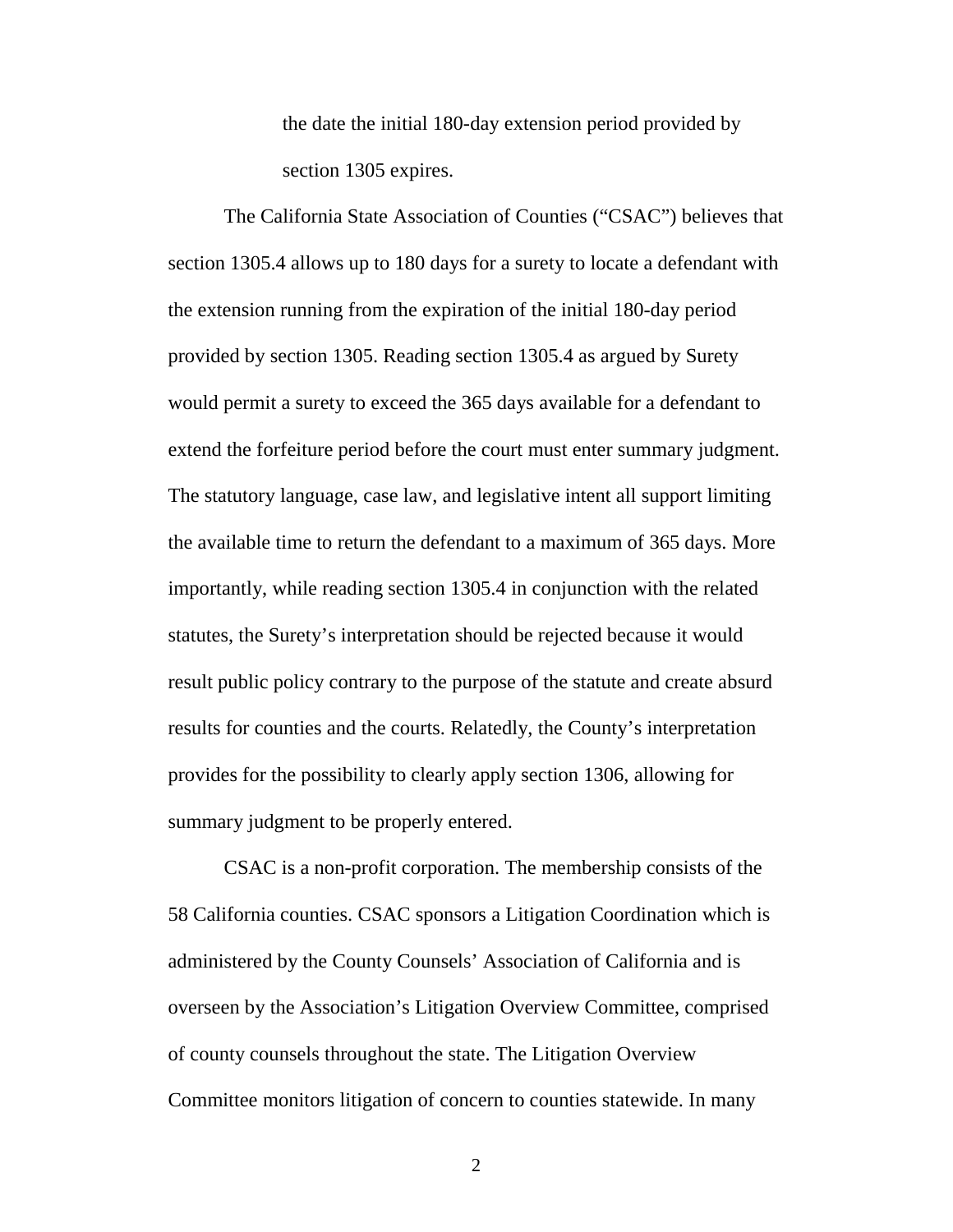the date the initial 180-day extension period provided by section 1305 expires.

The California State Association of Counties ("CSAC") believes that section 1305.4 allows up to 180 days for a surety to locate a defendant with the extension running from the expiration of the initial 180-day period provided by section 1305. Reading section 1305.4 as argued by Surety would permit a surety to exceed the 365 days available for a defendant to extend the forfeiture period before the court must enter summary judgment. The statutory language, case law, and legislative intent all support limiting the available time to return the defendant to a maximum of 365 days. More importantly, while reading section 1305.4 in conjunction with the related statutes, the Surety's interpretation should be rejected because it would result public policy contrary to the purpose of the statute and create absurd results for counties and the courts. Relatedly, the County's interpretation provides for the possibility to clearly apply section 1306, allowing for summary judgment to be properly entered.

CSAC is a non-profit corporation. The membership consists of the 58 California counties. CSAC sponsors a Litigation Coordination which is administered by the County Counsels' Association of California and is overseen by the Association's Litigation Overview Committee, comprised of county counsels throughout the state. The Litigation Overview Committee monitors litigation of concern to counties statewide. In many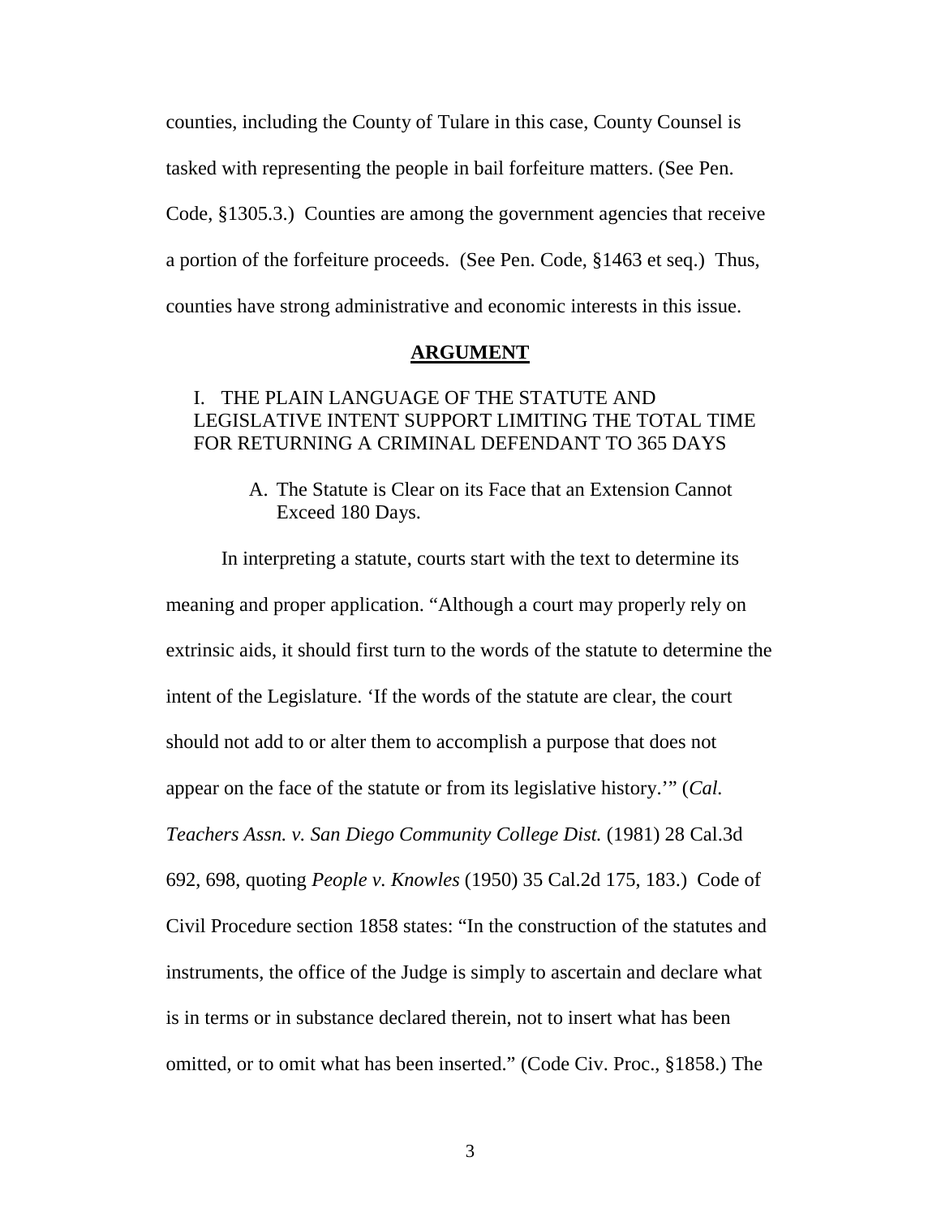counties, including the County of Tulare in this case, County Counsel is tasked with representing the people in bail forfeiture matters. (See Pen. Code, §1305.3.) Counties are among the government agencies that receive a portion of the forfeiture proceeds. (See Pen. Code, §1463 et seq.) Thus, counties have strong administrative and economic interests in this issue.

## ARGUMENT

### I. THE PLAIN LANGUAGE OF THE STATUTE AND LEGISLATIVE INTENT SUPPORT LIMITING THE TOTAL TIME FOR RETURNING A CRIMINAL DEFENDANT TO 365 DAYS

#### A. The Statute is Clear on its Face that an Extension Cannot Exceed 180 Days.

In interpreting a statute, courts start with the text to determine its meaning and proper application. "Although a court may properly rely on extrinsic aids, it should first turn to the words of the statute to determine the intent of the Legislature. 'If the words of the statute are clear, the court should not add to or alter them to accomplish a purpose that does not appear on the face of the statute or from its legislative history.'" (*Cal. Teachers Assn. v. San Diego Community College Dist.* (1981) 28 Cal.3d 692, 698, quoting *People v. Knowles* (1950) 35 Cal.2d 175, 183.) Code of Civil Procedure section 1858 states: "In the construction of the statutes and instruments, the office of the Judge is simply to ascertain and declare what is in terms or in substance declared therein, not to insert what has been omitted, or to omit what has been inserted." (Code Civ. Proc., §1858.) The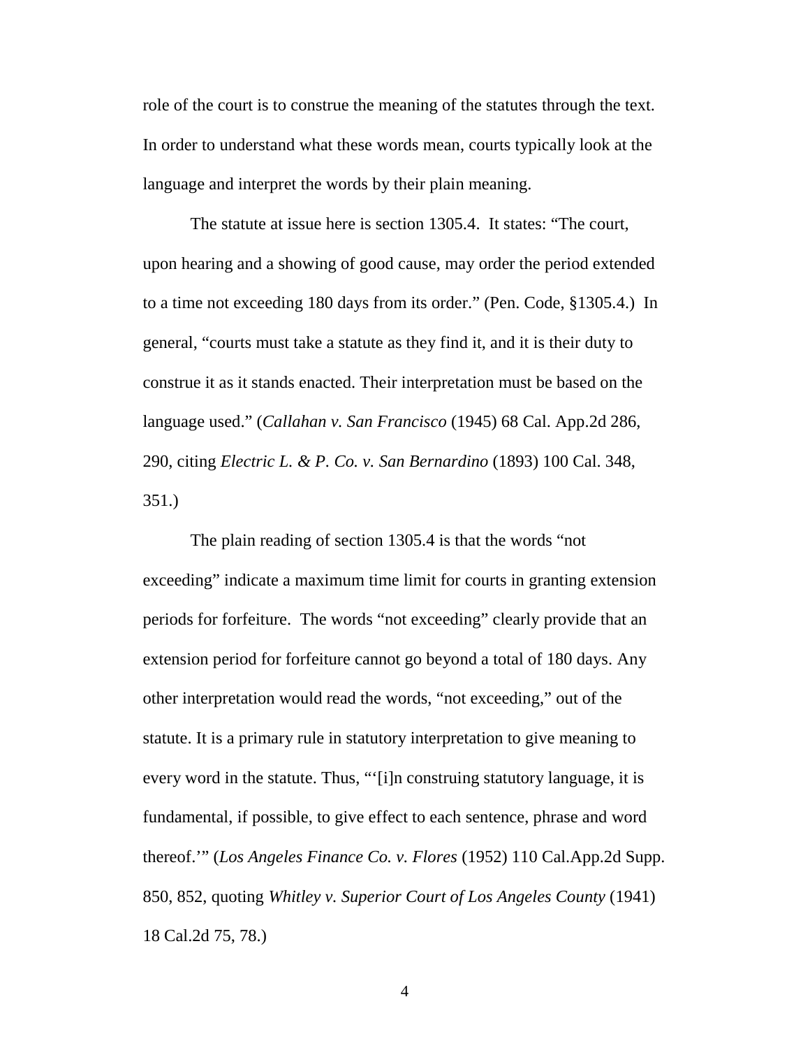role of the court is to construe the meaning of the statutes through the text. In order to understand what these words mean, courts typically look at the language and interpret the words by their plain meaning.

The statute at issue here is section 1305.4. It states: "The court, upon hearing and a showing of good cause, may order the period extended to a time not exceeding 180 days from its order." (Pen. Code, §1305.4.) In general, "courts must take a statute as they find it, and it is their duty to construe it as it stands enacted. Their interpretation must be based on the language used." (*Callahan v. San Francisco* (1945) 68 Cal. App.2d 286, 290, citing *Electric L. & P. Co. v. San Bernardino* (1893) 100 Cal. 348, 351.)

The plain reading of section 1305.4 is that the words "not exceeding" indicate a maximum time limit for courts in granting extension periods for forfeiture. The words "not exceeding" clearly provide that an extension period for forfeiture cannot go beyond a total of 180 days. Any other interpretation would read the words, "not exceeding," out of the statute. It is a primary rule in statutory interpretation to give meaning to every word in the statute. Thus, "'[i]n construing statutory language, it is fundamental, if possible, to give effect to each sentence, phrase and word thereof.'" (*Los Angeles Finance Co. v. Flores* (1952) 110 Cal.App.2d Supp. 850, 852, quoting *Whitley v. Superior Court of Los Angeles County* (1941) 18 Cal.2d 75, 78.)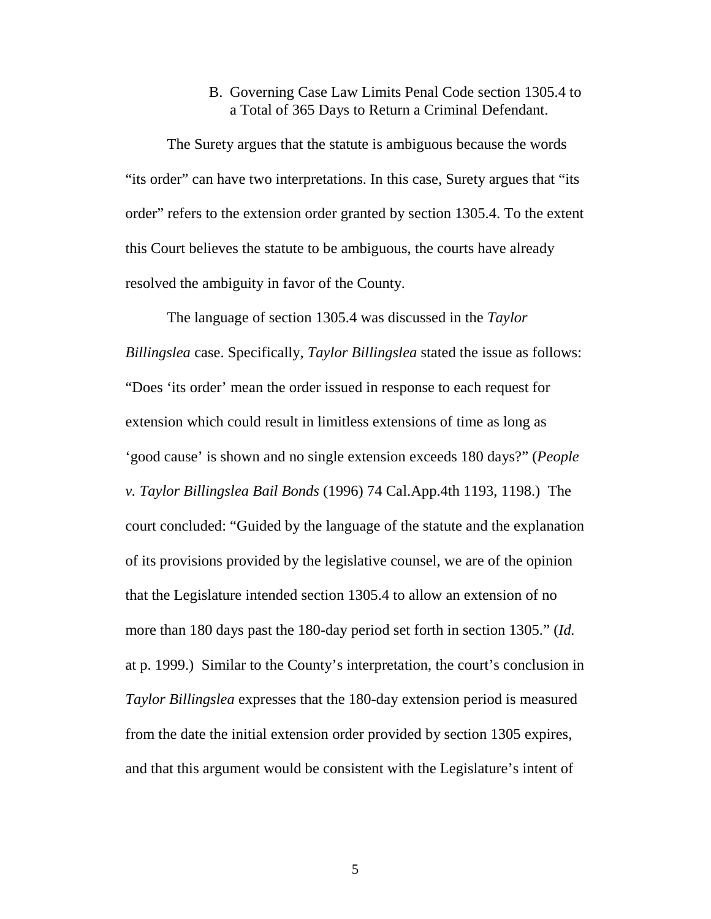### B. Governing Case Law Limits Penal Code section 1305.4 to a Total of 365 Days to Return a Criminal Defendant.

The Surety argues that the statute is ambiguous because the words "its order" can have two interpretations. In this case, Surety argues that "its order" refers to the extension order granted by section 1305.4. To the extent this Court believes the statute to be ambiguous, the courts have already resolved the ambiguity in favor of the County.

The language of section 1305.4 was discussed in the *Taylor Billingslea* case. Specifically, *Taylor Billingslea* stated the issue as follows: "Does 'its order' mean the order issued in response to each request for extension which could result in limitless extensions of time as long as 'good cause' is shown and no single extension exceeds 180 days?" (*People v. Taylor Billingslea Bail Bonds* (1996) 74 Cal.App.4th 1193, 1198.) The court concluded: "Guided by the language of the statute and the explanation of its provisions provided by the legislative counsel, we are of the opinion that the Legislature intended section 1305.4 to allow an extension of no more than 180 days past the 180-day period set forth in section 1305." (*Id.* at p. 1999.) Similar to the County's interpretation, the court's conclusion in *Taylor Billingslea* expresses that the 180-day extension period is measured from the date the initial extension order provided by section 1305 expires, and that this argument would be consistent with the Legislature's intent of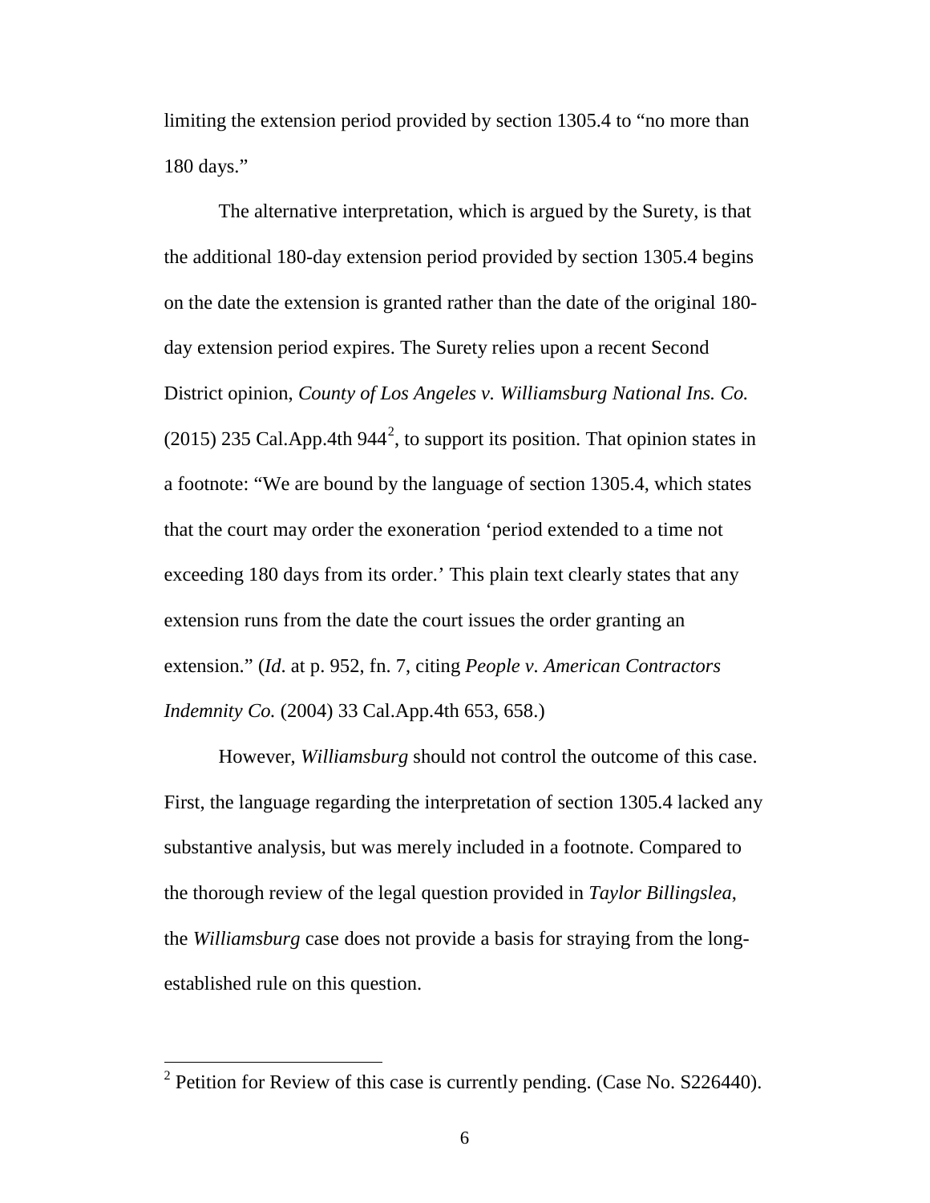limiting the extension period provided by section 1305.4 to "no more than 180 days."

The alternative interpretation, which is argued by the Surety, is that the additional 180-day extension period provided by section 1305.4 begins on the date the extension is granted rather than the date of the original 180-day extension period expires. The Surety relies upon a recent Second District opinion, *County of Los Angeles v. Williamsburg National Ins. Co.* (2015) 235 Cal.App.4th 944[2], to support its position. That opinion states in a footnote: "We are bound by the language of section 1305.4, which states that the court may order the exoneration 'period extended to a time not exceeding 180 days from its order.' This plain text clearly states that any extension runs from the date the court issues the order granting an extension." (*Id*. at p. 952, fn. 7, citing *People v. American Contractors Indemnity Co.* (2004) 33 Cal.App.4th 653, 658.)

However, *Williamsburg* should not control the outcome of this case. First, the language regarding the interpretation of section 1305.4 lacked any substantive analysis, but was merely included in a footnote. Compared to the thorough review of the legal question provided in *Taylor Billingslea*, the *Williamsburg* case does not provide a basis for straying from the long-established rule on this question.

[2] Petition for Review of this case is currently pending. (Case No. S226440).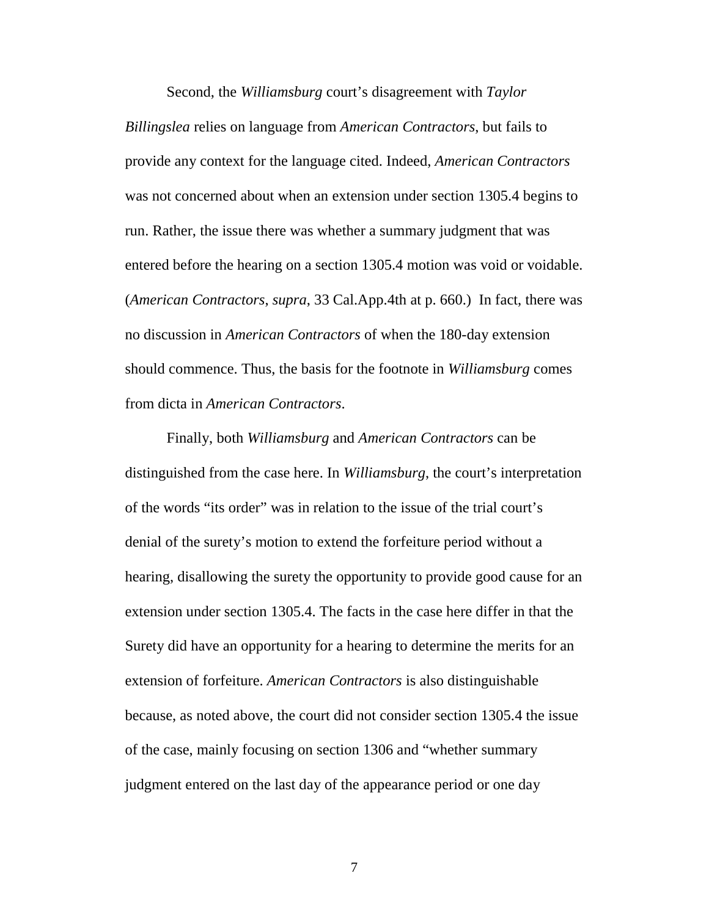Second, the *Williamsburg* court's disagreement with *Taylor Billingslea* relies on language from *American Contractors*, but fails to provide any context for the language cited. Indeed, *American Contractors* was not concerned about when an extension under section 1305.4 begins to run. Rather, the issue there was whether a summary judgment that was entered before the hearing on a section 1305.4 motion was void or voidable. (*American Contractors*, *supra*, 33 Cal.App.4th at p. 660.) In fact, there was no discussion in *American Contractors* of when the 180-day extension should commence. Thus, the basis for the footnote in *Williamsburg* comes from dicta in *American Contractors*.

Finally, both *Williamsburg* and *American Contractors* can be distinguished from the case here. In *Williamsburg,* the court's interpretation of the words "its order" was in relation to the issue of the trial court's denial of the surety's motion to extend the forfeiture period without a hearing, disallowing the surety the opportunity to provide good cause for an extension under section 1305.4. The facts in the case here differ in that the Surety did have an opportunity for a hearing to determine the merits for an extension of forfeiture. *American Contractors* is also distinguishable because, as noted above, the court did not consider section 1305.4 the issue of the case, mainly focusing on section 1306 and "whether summary judgment entered on the last day of the appearance period or one day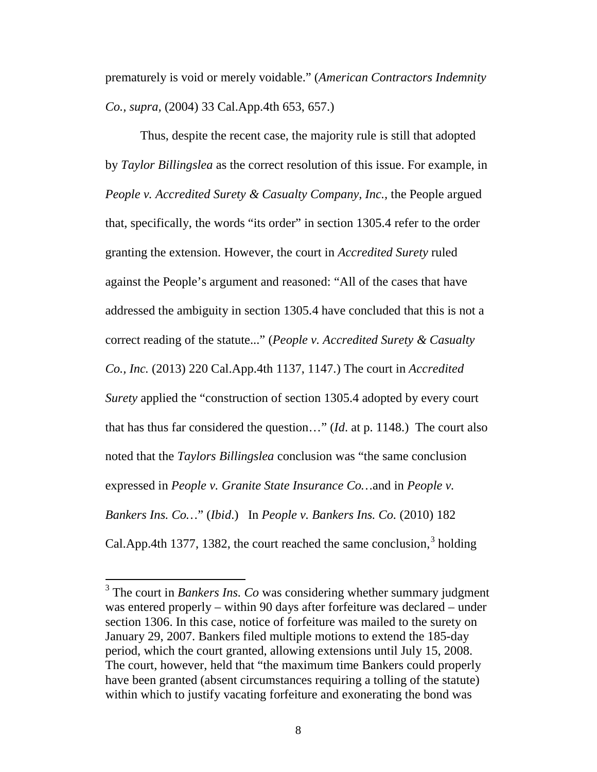prematurely is void or merely voidable." (*American Contractors Indemnity Co.*, *supra*, (2004) 33 Cal.App.4th 653, 657.)

Thus, despite the recent case, the majority rule is still that adopted by *Taylor Billingslea* as the correct resolution of this issue. For example, in *People v. Accredited Surety & Casualty Company, Inc.*, the People argued that, specifically, the words "its order" in section 1305.4 refer to the order granting the extension. However, the court in *Accredited Surety* ruled against the People's argument and reasoned: "All of the cases that have addressed the ambiguity in section 1305.4 have concluded that this is not a correct reading of the statute..." (*People v. Accredited Surety & Casualty Co., Inc.* (2013) 220 Cal.App.4th 1137, 1147.) The court in *Accredited Surety* applied the "construction of section 1305.4 adopted by every court that has thus far considered the question…" (*Id*. at p. 1148.) The court also noted that the *Taylors Billingslea* conclusion was "the same conclusion expressed in *People v. Granite State Insurance Co.*…and in *People v. Bankers Ins. Co.*…" (*Ibid*.) In *People v. Bankers Ins. Co.* (2010) 182 Cal.App.4th 1377, 1382, the court reached the same conclusion,[3] holding

[3] The court in *Bankers Ins. Co* was considering whether summary judgment was entered properly – within 90 days after forfeiture was declared – under section 1306. In this case, notice of forfeiture was mailed to the surety on January 29, 2007. Bankers filed multiple motions to extend the 185-day period, which the court granted, allowing extensions until July 15, 2008. The court, however, held that "the maximum time Bankers could properly have been granted (absent circumstances requiring a tolling of the statute) within which to justify vacating forfeiture and exonerating the bond was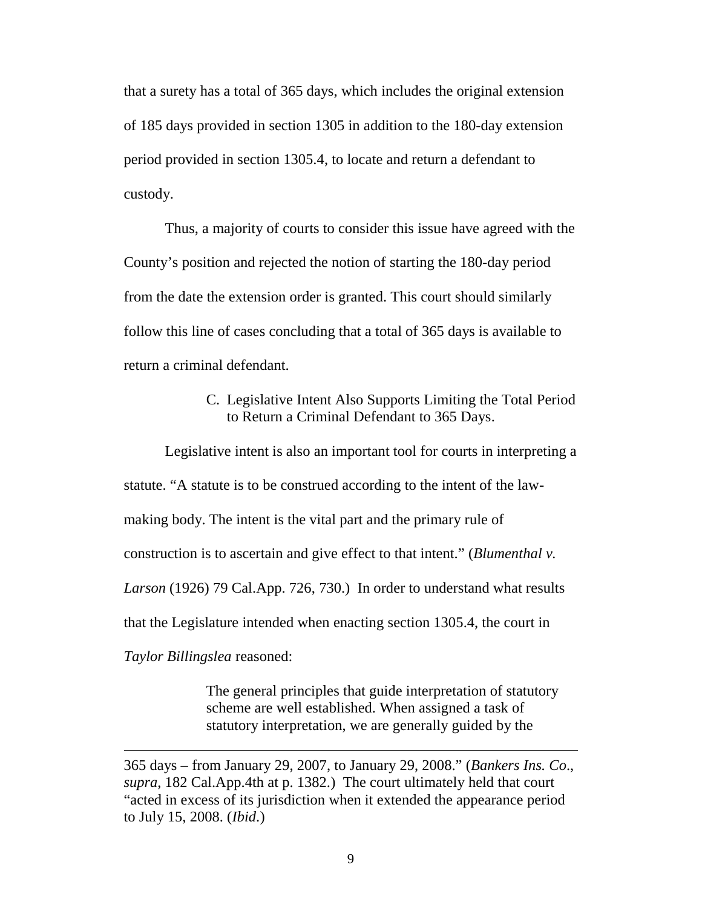that a surety has a total of 365 days, which includes the original extension of 185 days provided in section 1305 in addition to the 180-day extension period provided in section 1305.4, to locate and return a defendant to custody.

Thus, a majority of courts to consider this issue have agreed with the County's position and rejected the notion of starting the 180-day period from the date the extension order is granted. This court should similarly follow this line of cases concluding that a total of 365 days is available to return a criminal defendant.

### C. Legislative Intent Also Supports Limiting the Total Period to Return a Criminal Defendant to 365 Days.

Legislative intent is also an important tool for courts in interpreting a statute. "A statute is to be construed according to the intent of the law-making body. The intent is the vital part and the primary rule of construction is to ascertain and give effect to that intent." (*Blumenthal v. Larson* (1926) 79 Cal.App. 726, 730.) In order to understand what results that the Legislature intended when enacting section 1305.4, the court in *Taylor Billingslea* reasoned:

> The general principles that guide interpretation of statutory scheme are well established. When assigned a task of statutory interpretation, we are generally guided by the

---

365 days – from January 29, 2007, to January 29, 2008." (*Bankers Ins. Co*., *supra*, 182 Cal.App.4th at p. 1382.) The court ultimately held that court "acted in excess of its jurisdiction when it extended the appearance period to July 15, 2008. (*Ibid*.)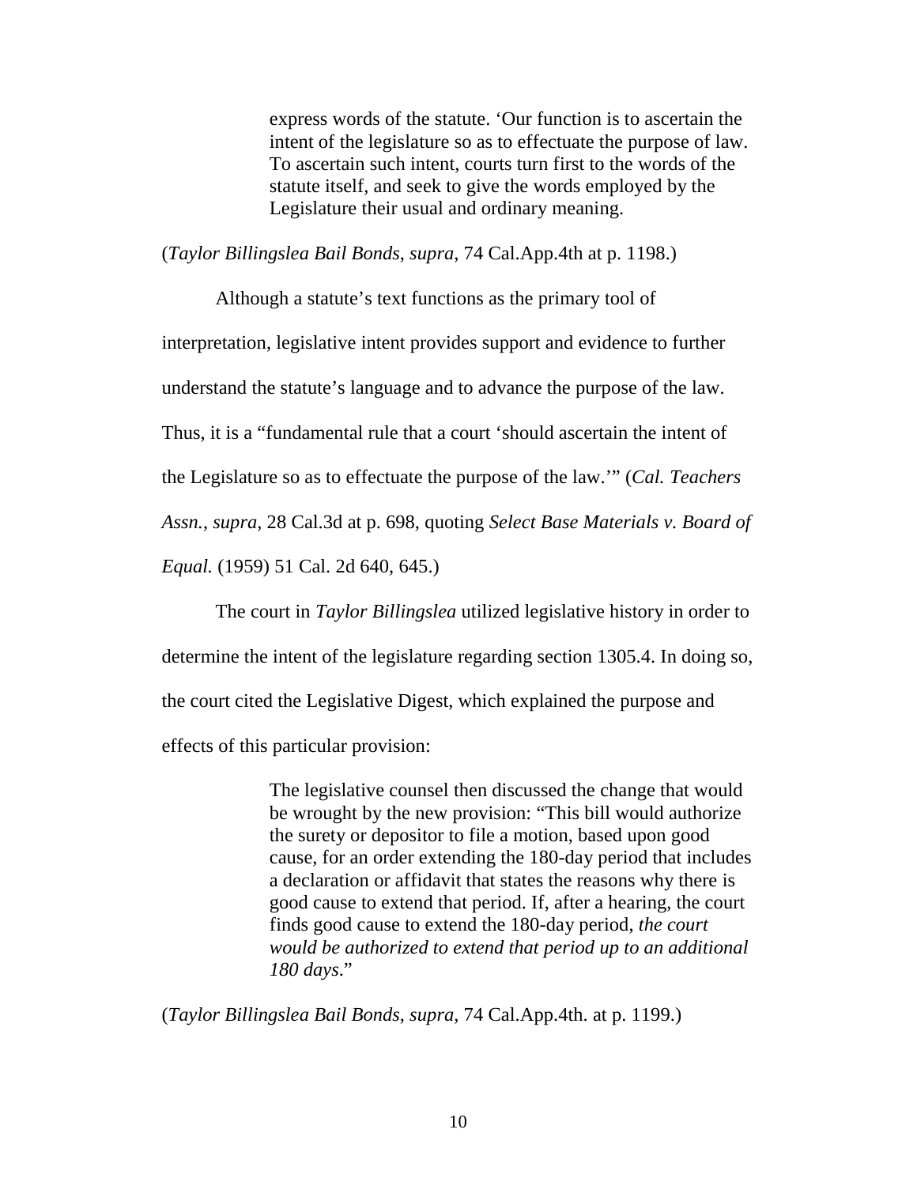> express words of the statute. 'Our function is to ascertain the intent of the legislature so as to effectuate the purpose of law. To ascertain such intent, courts turn first to the words of the statute itself, and seek to give the words employed by the Legislature their usual and ordinary meaning.

(*Taylor Billingslea Bail Bonds*, *supra*, 74 Cal.App.4th at p. 1198.)

Although a statute's text functions as the primary tool of interpretation, legislative intent provides support and evidence to further understand the statute's language and to advance the purpose of the law. Thus, it is a "fundamental rule that a court 'should ascertain the intent of the Legislature so as to effectuate the purpose of the law.'" (*Cal. Teachers Assn.*, *supra*, 28 Cal.3d at p. 698, quoting *Select Base Materials v. Board of Equal.* (1959) 51 Cal. 2d 640, 645.)

The court in *Taylor Billingslea* utilized legislative history in order to determine the intent of the legislature regarding section 1305.4. In doing so, the court cited the Legislative Digest, which explained the purpose and effects of this particular provision:

> The legislative counsel then discussed the change that would be wrought by the new provision: "This bill would authorize the surety or depositor to file a motion, based upon good cause, for an order extending the 180-day period that includes a declaration or affidavit that states the reasons why there is good cause to extend that period. If, after a hearing, the court finds good cause to extend the 180-day period, *the court would be authorized to extend that period up to an additional 180 days*."

(*Taylor Billingslea Bail Bonds*, *supra*, 74 Cal.App.4th. at p. 1199.)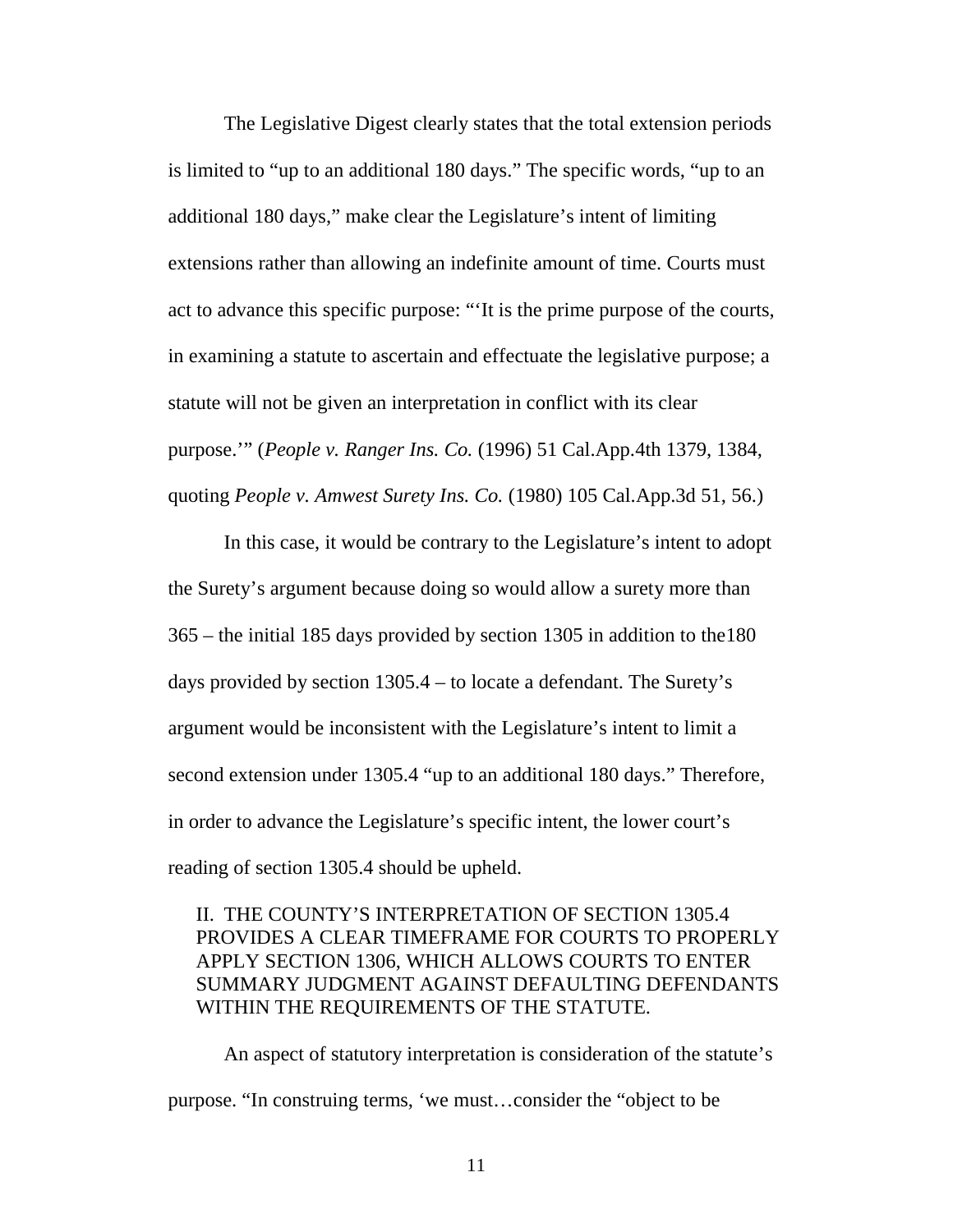The Legislative Digest clearly states that the total extension periods is limited to "up to an additional 180 days." The specific words, "up to an additional 180 days," make clear the Legislature's intent of limiting extensions rather than allowing an indefinite amount of time. Courts must act to advance this specific purpose: "'It is the prime purpose of the courts, in examining a statute to ascertain and effectuate the legislative purpose; a statute will not be given an interpretation in conflict with its clear purpose.'" (*People v. Ranger Ins. Co.* (1996) 51 Cal.App.4th 1379, 1384, quoting *People v. Amwest Surety Ins. Co.* (1980) 105 Cal.App.3d 51, 56.)

In this case, it would be contrary to the Legislature's intent to adopt the Surety's argument because doing so would allow a surety more than 365 – the initial 185 days provided by section 1305 in addition to the180 days provided by section 1305.4 – to locate a defendant. The Surety's argument would be inconsistent with the Legislature's intent to limit a second extension under 1305.4 "up to an additional 180 days." Therefore, in order to advance the Legislature's specific intent, the lower court's reading of section 1305.4 should be upheld.

## II. THE COUNTY'S INTERPRETATION OF SECTION 1305.4 PROVIDES A CLEAR TIMEFRAME FOR COURTS TO PROPERLY APPLY SECTION 1306, WHICH ALLOWS COURTS TO ENTER SUMMARY JUDGMENT AGAINST DEFAULTING DEFENDANTS WITHIN THE REQUIREMENTS OF THE STATUTE.

An aspect of statutory interpretation is consideration of the statute's purpose. "In construing terms, 'we must…consider the "object to be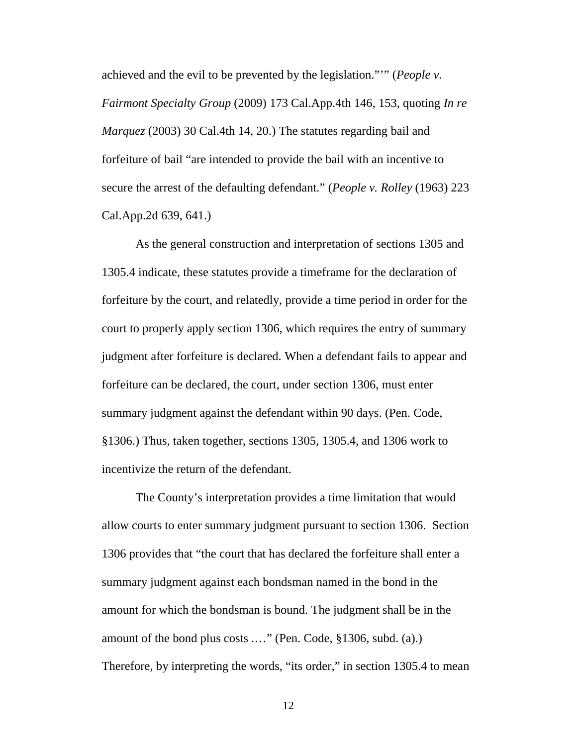achieved and the evil to be prevented by the legislation."'" (*People v. Fairmont Specialty Group* (2009) 173 Cal.App.4th 146, 153, quoting *In re Marquez* (2003) 30 Cal.4th 14, 20.) The statutes regarding bail and forfeiture of bail "are intended to provide the bail with an incentive to secure the arrest of the defaulting defendant." (*People v. Rolley* (1963) 223 Cal.App.2d 639, 641.)

As the general construction and interpretation of sections 1305 and 1305.4 indicate, these statutes provide a timeframe for the declaration of forfeiture by the court, and relatedly, provide a time period in order for the court to properly apply section 1306, which requires the entry of summary judgment after forfeiture is declared. When a defendant fails to appear and forfeiture can be declared, the court, under section 1306, must enter summary judgment against the defendant within 90 days. (Pen. Code, §1306.) Thus, taken together, sections 1305, 1305.4, and 1306 work to incentivize the return of the defendant.

The County's interpretation provides a time limitation that would allow courts to enter summary judgment pursuant to section 1306. Section 1306 provides that "the court that has declared the forfeiture shall enter a summary judgment against each bondsman named in the bond in the amount for which the bondsman is bound. The judgment shall be in the amount of the bond plus costs .…" (Pen. Code, §1306, subd. (a).) Therefore, by interpreting the words, "its order," in section 1305.4 to mean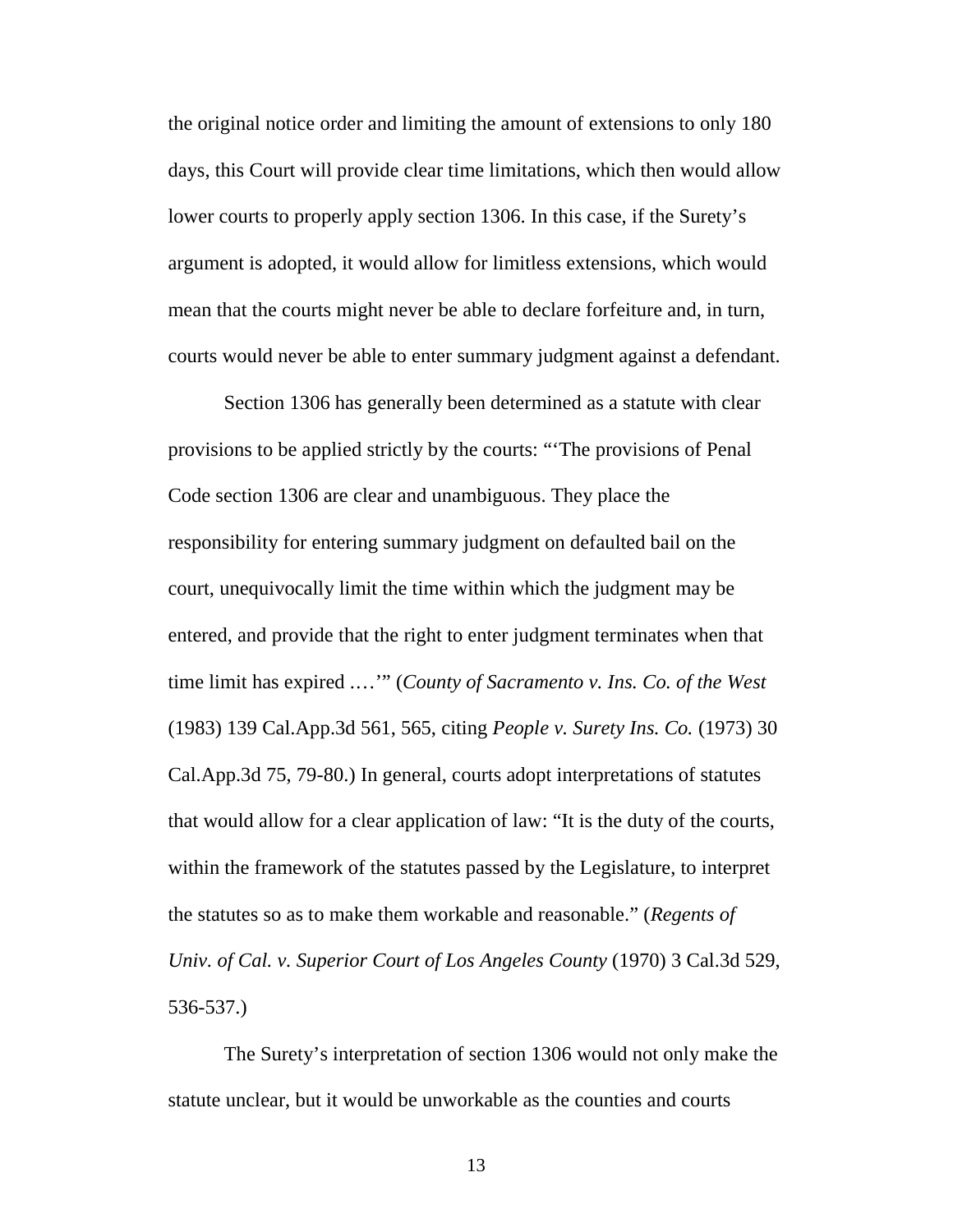the original notice order and limiting the amount of extensions to only 180 days, this Court will provide clear time limitations, which then would allow lower courts to properly apply section 1306. In this case, if the Surety's argument is adopted, it would allow for limitless extensions, which would mean that the courts might never be able to declare forfeiture and, in turn, courts would never be able to enter summary judgment against a defendant.

Section 1306 has generally been determined as a statute with clear provisions to be applied strictly by the courts: "'The provisions of Penal Code section 1306 are clear and unambiguous. They place the responsibility for entering summary judgment on defaulted bail on the court, unequivocally limit the time within which the judgment may be entered, and provide that the right to enter judgment terminates when that time limit has expired ....'" (*County of Sacramento v. Ins. Co. of the West* (1983) 139 Cal.App.3d 561, 565, citing *People v. Surety Ins. Co.* (1973) 30 Cal.App.3d 75, 79-80.) In general, courts adopt interpretations of statutes that would allow for a clear application of law: "It is the duty of the courts, within the framework of the statutes passed by the Legislature, to interpret the statutes so as to make them workable and reasonable." (*Regents of Univ. of Cal. v. Superior Court of Los Angeles County* (1970) 3 Cal.3d 529, 536-537.)

The Surety's interpretation of section 1306 would not only make the statute unclear, but it would be unworkable as the counties and courts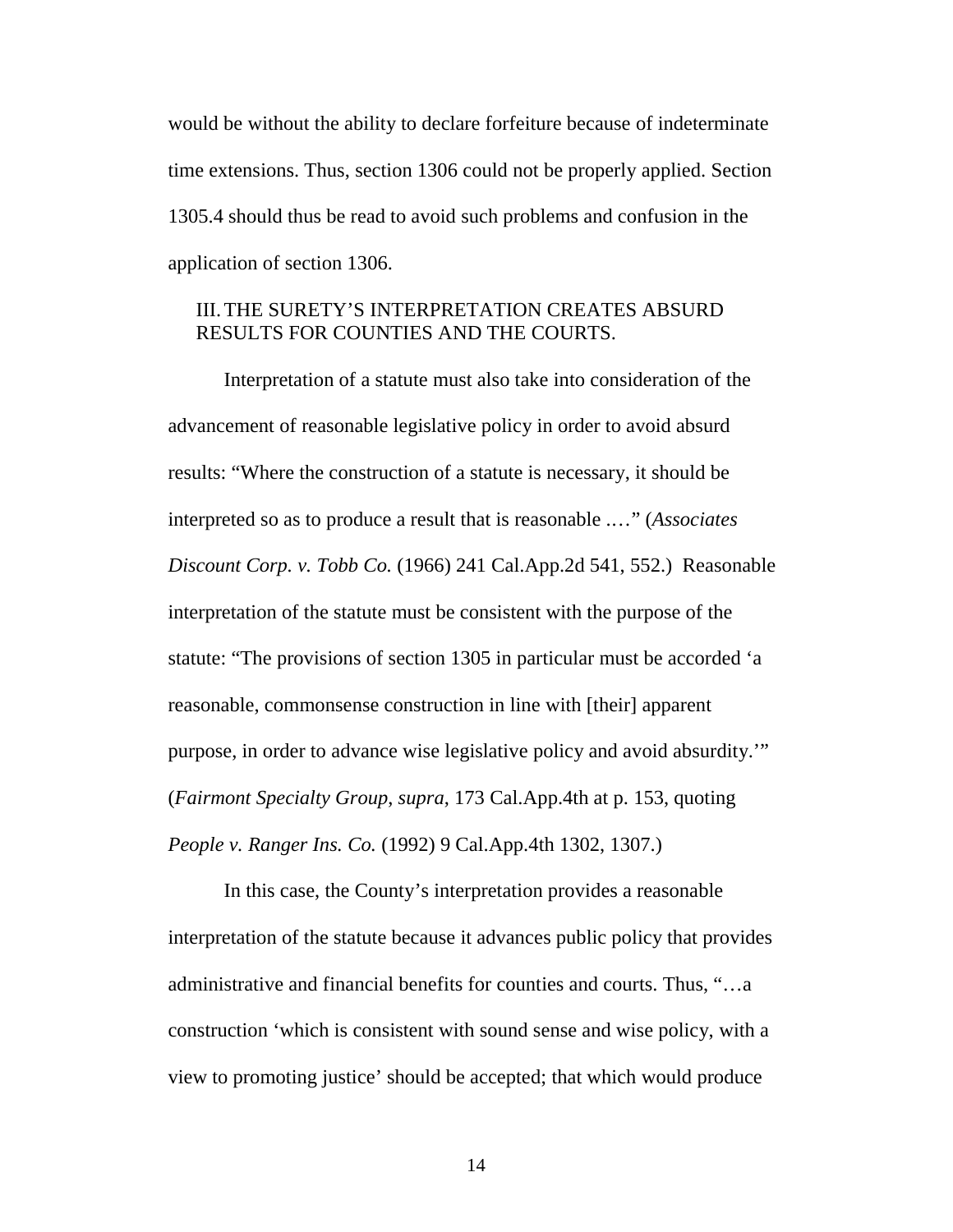would be without the ability to declare forfeiture because of indeterminate time extensions. Thus, section 1306 could not be properly applied. Section 1305.4 should thus be read to avoid such problems and confusion in the application of section 1306.

## III. THE SURETY'S INTERPRETATION CREATES ABSURD RESULTS FOR COUNTIES AND THE COURTS.

Interpretation of a statute must also take into consideration of the advancement of reasonable legislative policy in order to avoid absurd results: "Where the construction of a statute is necessary, it should be interpreted so as to produce a result that is reasonable .…" (*Associates Discount Corp. v. Tobb Co.* (1966) 241 Cal.App.2d 541, 552.) Reasonable interpretation of the statute must be consistent with the purpose of the statute: "The provisions of section 1305 in particular must be accorded 'a reasonable, commonsense construction in line with [their] apparent purpose, in order to advance wise legislative policy and avoid absurdity.'" (*Fairmont Specialty Group*, *supra*, 173 Cal.App.4th at p. 153, quoting *People v. Ranger Ins. Co.* (1992) 9 Cal.App.4th 1302, 1307.)

In this case, the County's interpretation provides a reasonable interpretation of the statute because it advances public policy that provides administrative and financial benefits for counties and courts. Thus, "…a construction 'which is consistent with sound sense and wise policy, with a view to promoting justice' should be accepted; that which would produce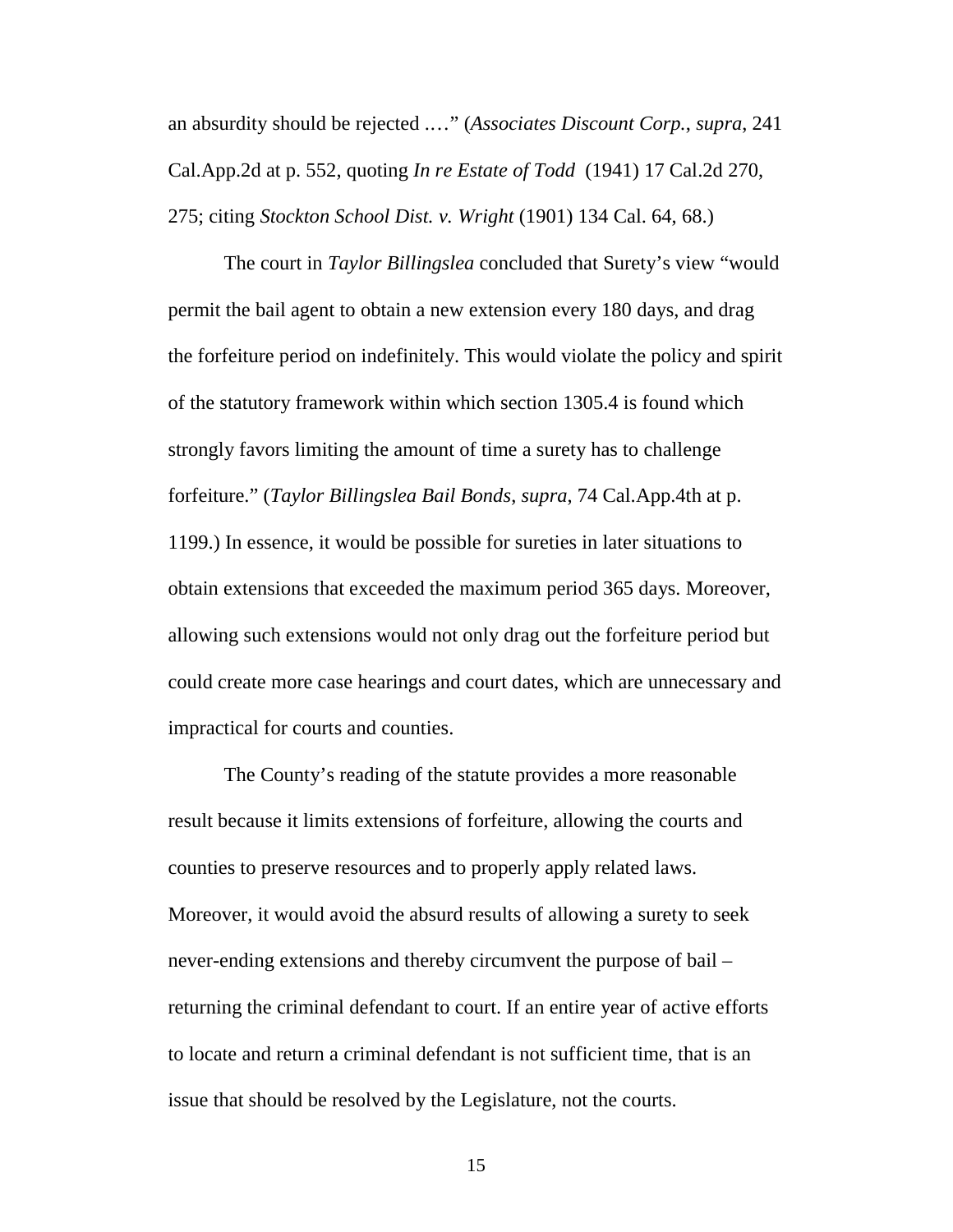an absurdity should be rejected .…" (*Associates Discount Corp.*, *supra*, 241 Cal.App.2d at p. 552, quoting *In re Estate of Todd* (1941) 17 Cal.2d 270, 275; citing *Stockton School Dist. v. Wright* (1901) 134 Cal. 64, 68.)

The court in *Taylor Billingslea* concluded that Surety's view "would permit the bail agent to obtain a new extension every 180 days, and drag the forfeiture period on indefinitely. This would violate the policy and spirit of the statutory framework within which section 1305.4 is found which strongly favors limiting the amount of time a surety has to challenge forfeiture." (*Taylor Billingslea Bail Bonds*, *supra*, 74 Cal.App.4th at p. 1199.) In essence, it would be possible for sureties in later situations to obtain extensions that exceeded the maximum period 365 days. Moreover, allowing such extensions would not only drag out the forfeiture period but could create more case hearings and court dates, which are unnecessary and impractical for courts and counties.

The County's reading of the statute provides a more reasonable result because it limits extensions of forfeiture, allowing the courts and counties to preserve resources and to properly apply related laws. Moreover, it would avoid the absurd results of allowing a surety to seek never-ending extensions and thereby circumvent the purpose of bail – returning the criminal defendant to court. If an entire year of active efforts to locate and return a criminal defendant is not sufficient time, that is an issue that should be resolved by the Legislature, not the courts.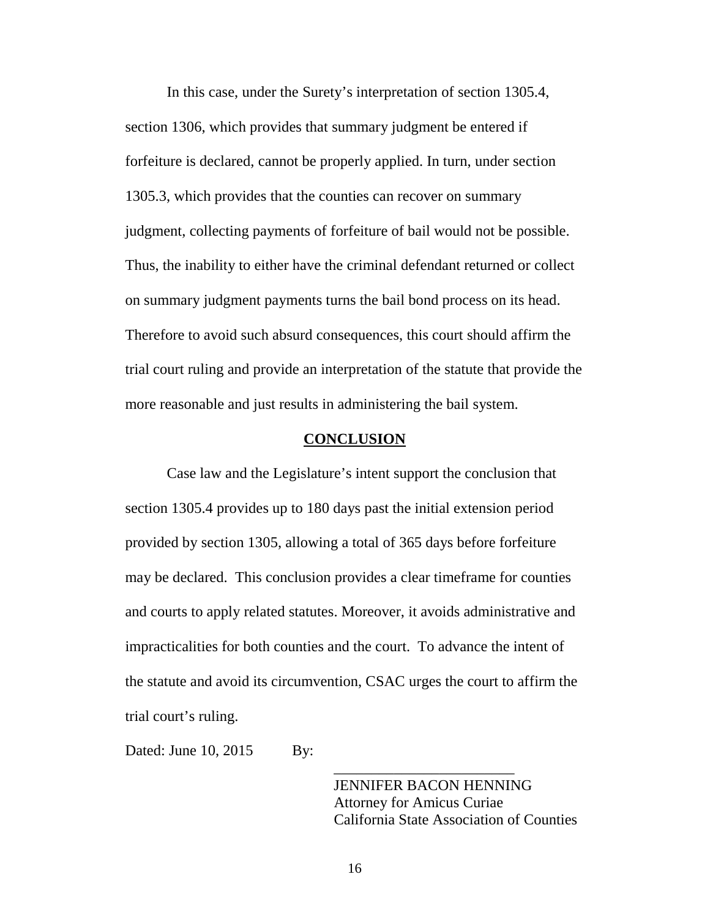In this case, under the Surety's interpretation of section 1305.4, section 1306, which provides that summary judgment be entered if forfeiture is declared, cannot be properly applied. In turn, under section 1305.3, which provides that the counties can recover on summary judgment, collecting payments of forfeiture of bail would not be possible. Thus, the inability to either have the criminal defendant returned or collect on summary judgment payments turns the bail bond process on its head. Therefore to avoid such absurd consequences, this court should affirm the trial court ruling and provide an interpretation of the statute that provide the more reasonable and just results in administering the bail system.

## CONCLUSION

Case law and the Legislature's intent support the conclusion that section 1305.4 provides up to 180 days past the initial extension period provided by section 1305, allowing a total of 365 days before forfeiture may be declared. This conclusion provides a clear timeframe for counties and courts to apply related statutes. Moreover, it avoids administrative and impracticalities for both counties and the court. To advance the intent of the statute and avoid its circumvention, CSAC urges the court to affirm the trial court's ruling.

Dated: June 10, 2015 By:

\_\_\_\_\_\_\_\_\_\_\_\_\_\_\_\_\_\_\_\_\_\_\_\_

JENNIFER BACON HENNING
Attorney for Amicus Curiae
California State Association of Counties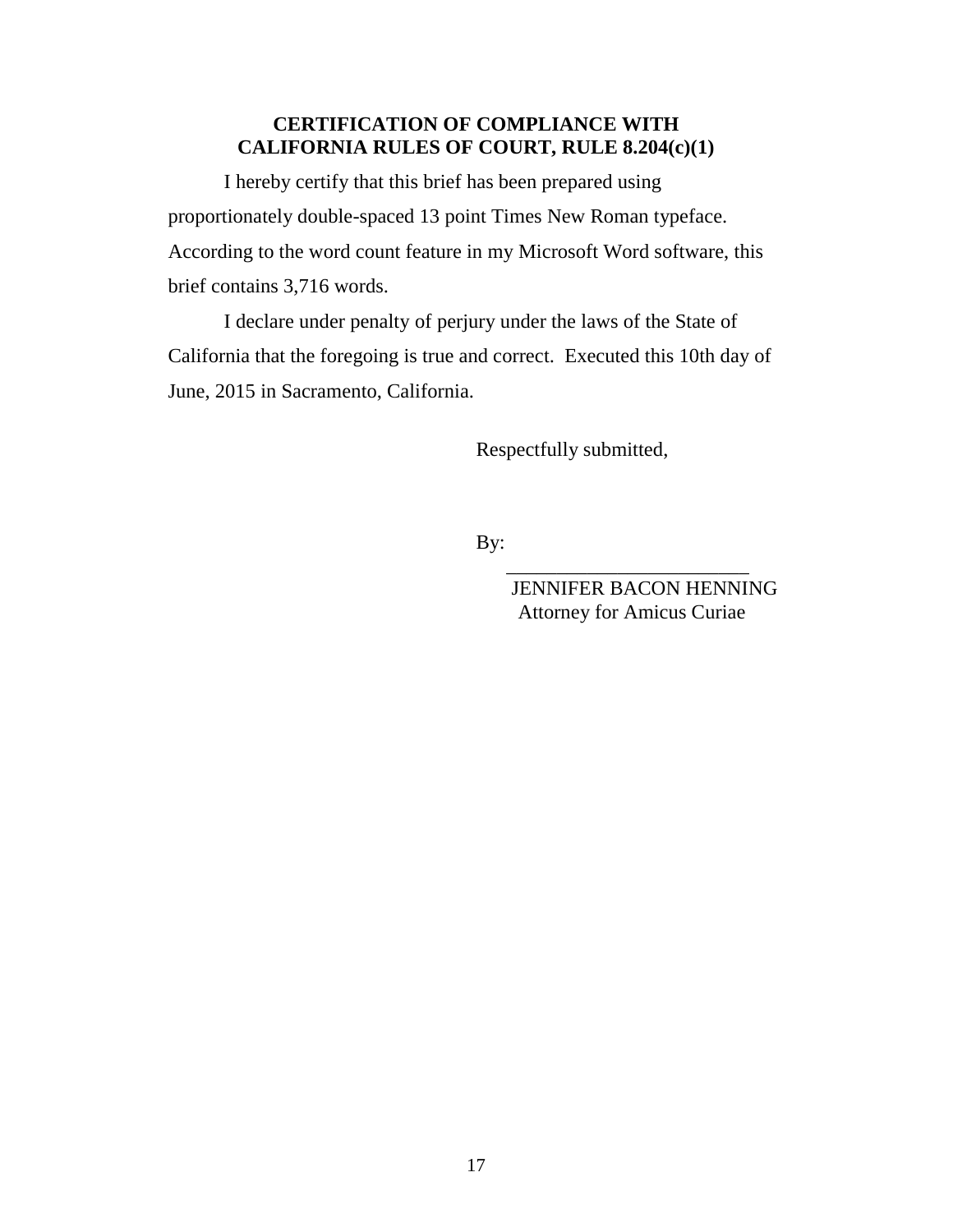**CERTIFICATION OF COMPLIANCE WITH CALIFORNIA RULES OF COURT, RULE 8.204(c)(1)**

I hereby certify that this brief has been prepared using proportionately double-spaced 13 point Times New Roman typeface. According to the word count feature in my Microsoft Word software, this brief contains 3,716 words.

I declare under penalty of perjury under the laws of the State of California that the foregoing is true and correct. Executed this 10th day of June, 2015 in Sacramento, California.

Respectfully submitted,

By: ________________________

JENNIFER BACON HENNING
Attorney for Amicus Curiae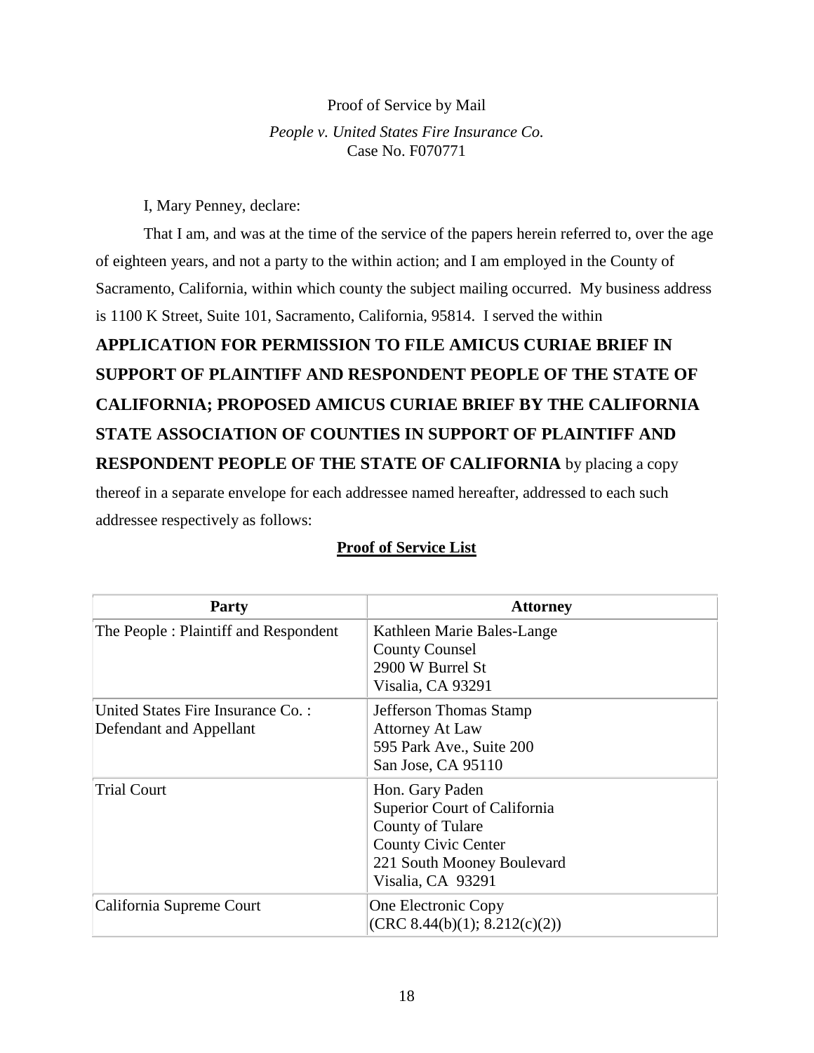Proof of Service by Mail

*People v. United States Fire Insurance Co.*
Case No. F070771

I, Mary Penney, declare:

That I am, and was at the time of the service of the papers herein referred to, over the age of eighteen years, and not a party to the within action; and I am employed in the County of Sacramento, California, within which county the subject mailing occurred. My business address is 1100 K Street, Suite 101, Sacramento, California, 95814. I served the within **APPLICATION FOR PERMISSION TO FILE AMICUS CURIAE BRIEF IN SUPPORT OF PLAINTIFF AND RESPONDENT PEOPLE OF THE STATE OF CALIFORNIA; PROPOSED AMICUS CURIAE BRIEF BY THE CALIFORNIA STATE ASSOCIATION OF COUNTIES IN SUPPORT OF PLAINTIFF AND RESPONDENT PEOPLE OF THE STATE OF CALIFORNIA** by placing a copy thereof in a separate envelope for each addressee named hereafter, addressed to each such addressee respectively as follows:

**Proof of Service List**

| Party | Attorney |
|---|---|
| The People : Plaintiff and Respondent | Kathleen Marie Bales-Lange<br>County Counsel<br>2900 W Burrel St<br>Visalia, CA 93291 |
| United States Fire Insurance Co. : Defendant and Appellant | Jefferson Thomas Stamp<br>Attorney At Law<br>595 Park Ave., Suite 200<br>San Jose, CA 95110 |
| Trial Court | Hon. Gary Paden<br>Superior Court of California<br>County of Tulare<br>County Civic Center<br>221 South Mooney Boulevard<br>Visalia, CA 93291 |
| California Supreme Court | One Electronic Copy<br>(CRC 8.44(b)(1); 8.212(c)(2)) |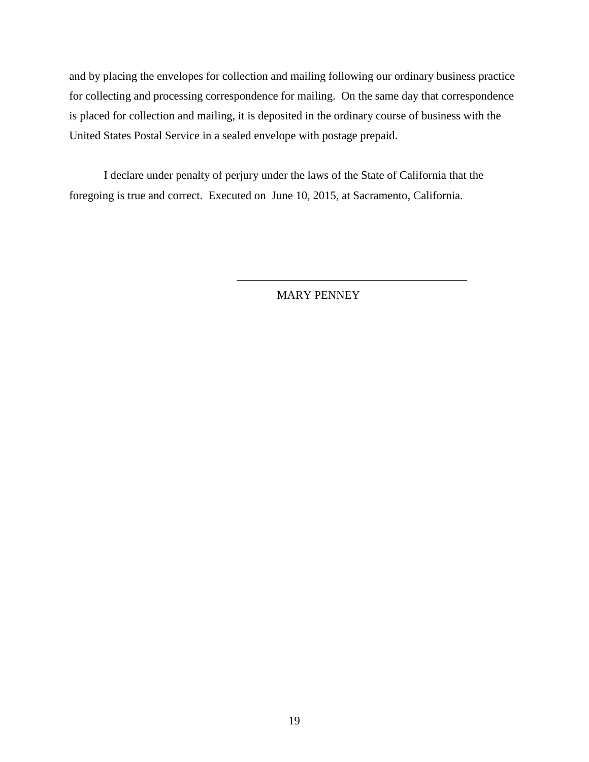and by placing the envelopes for collection and mailing following our ordinary business practice for collecting and processing correspondence for mailing. On the same day that correspondence is placed for collection and mailing, it is deposited in the ordinary course of business with the United States Postal Service in a sealed envelope with postage prepaid.

I declare under penalty of perjury under the laws of the State of California that the foregoing is true and correct. Executed on June 10, 2015, at Sacramento, California.

\_\_\_\_\_\_\_\_\_\_\_\_\_\_\_\_\_\_\_\_\_\_\_\_\_\_\_\_\_\_\_\_\_\_\_\_

MARY PENNEY